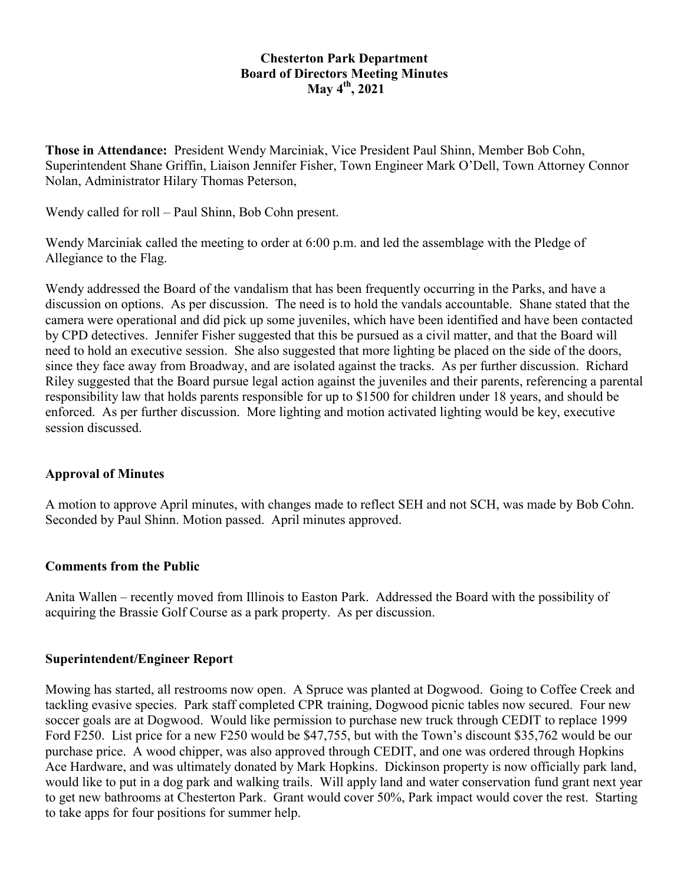**Chesterton Park Department**
**Board of Directors Meeting Minutes**
**May 4th, 2021**

**Those in Attendance:** President Wendy Marciniak, Vice President Paul Shinn, Member Bob Cohn, Superintendent Shane Griffin, Liaison Jennifer Fisher, Town Engineer Mark O'Dell, Town Attorney Connor Nolan, Administrator Hilary Thomas Peterson,

Wendy called for roll – Paul Shinn, Bob Cohn present.

Wendy Marciniak called the meeting to order at 6:00 p.m. and led the assemblage with the Pledge of Allegiance to the Flag.

Wendy addressed the Board of the vandalism that has been frequently occurring in the Parks, and have a discussion on options. As per discussion. The need is to hold the vandals accountable. Shane stated that the camera were operational and did pick up some juveniles, which have been identified and have been contacted by CPD detectives. Jennifer Fisher suggested that this be pursued as a civil matter, and that the Board will need to hold an executive session. She also suggested that more lighting be placed on the side of the doors, since they face away from Broadway, and are isolated against the tracks. As per further discussion. Richard Riley suggested that the Board pursue legal action against the juveniles and their parents, referencing a parental responsibility law that holds parents responsible for up to $1500 for children under 18 years, and should be enforced. As per further discussion. More lighting and motion activated lighting would be key, executive session discussed.

## Approval of Minutes

A motion to approve April minutes, with changes made to reflect SEH and not SCH, was made by Bob Cohn. Seconded by Paul Shinn. Motion passed. April minutes approved.

## Comments from the Public

Anita Wallen – recently moved from Illinois to Easton Park. Addressed the Board with the possibility of acquiring the Brassie Golf Course as a park property. As per discussion.

## Superintendent/Engineer Report

Mowing has started, all restrooms now open. A Spruce was planted at Dogwood. Going to Coffee Creek and tackling evasive species. Park staff completed CPR training, Dogwood picnic tables now secured. Four new soccer goals are at Dogwood. Would like permission to purchase new truck through CEDIT to replace 1999 Ford F250. List price for a new F250 would be $47,755, but with the Town's discount $35,762 would be our purchase price. A wood chipper, was also approved through CEDIT, and one was ordered through Hopkins Ace Hardware, and was ultimately donated by Mark Hopkins. Dickinson property is now officially park land, would like to put in a dog park and walking trails. Will apply land and water conservation fund grant next year to get new bathrooms at Chesterton Park. Grant would cover 50%, Park impact would cover the rest. Starting to take apps for four positions for summer help.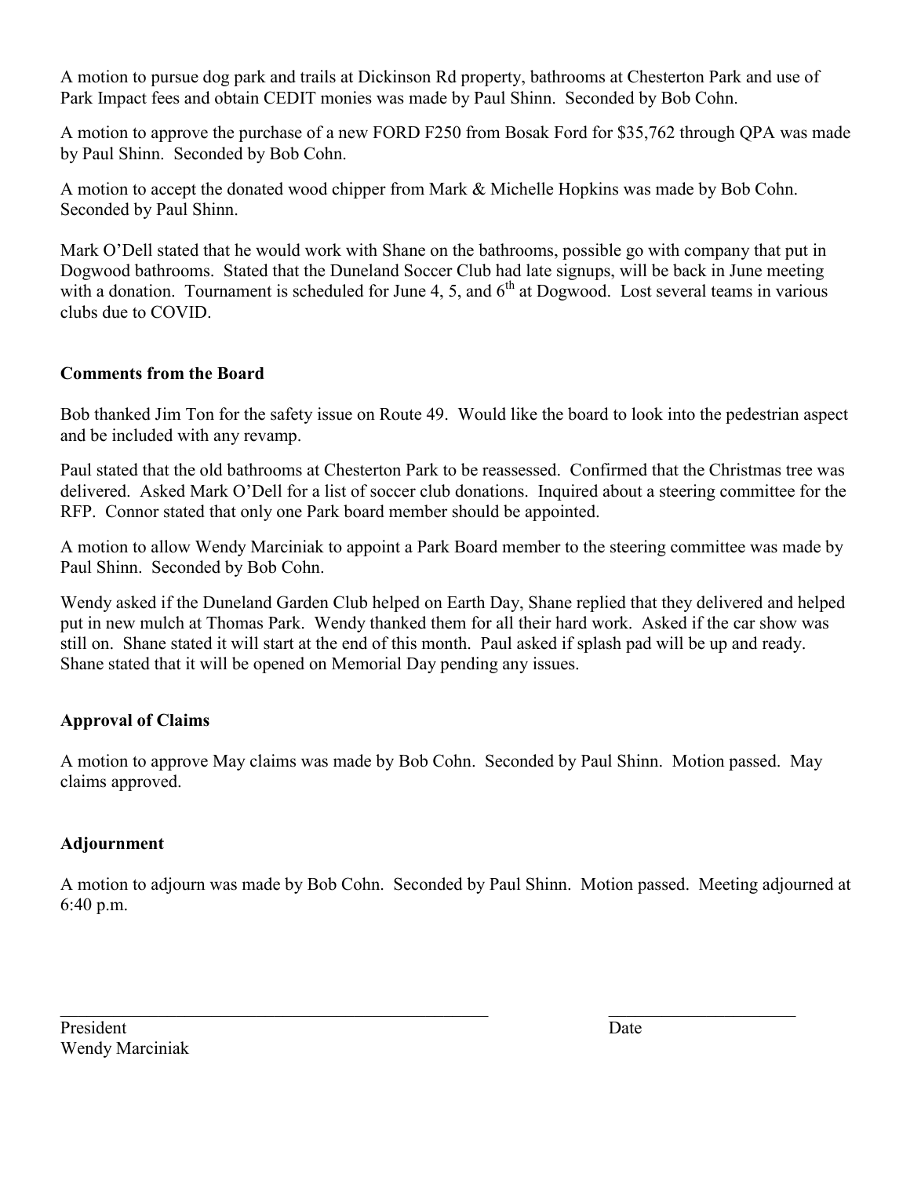A motion to pursue dog park and trails at Dickinson Rd property, bathrooms at Chesterton Park and use of Park Impact fees and obtain CEDIT monies was made by Paul Shinn. Seconded by Bob Cohn.

A motion to approve the purchase of a new FORD F250 from Bosak Ford for $35,762 through QPA was made by Paul Shinn. Seconded by Bob Cohn.

A motion to accept the donated wood chipper from Mark & Michelle Hopkins was made by Bob Cohn. Seconded by Paul Shinn.

Mark O'Dell stated that he would work with Shane on the bathrooms, possible go with company that put in Dogwood bathrooms. Stated that the Duneland Soccer Club had late signups, will be back in June meeting with a donation. Tournament is scheduled for June 4, 5, and 6th at Dogwood. Lost several teams in various clubs due to COVID.

**Comments from the Board**

Bob thanked Jim Ton for the safety issue on Route 49. Would like the board to look into the pedestrian aspect and be included with any revamp.

Paul stated that the old bathrooms at Chesterton Park to be reassessed. Confirmed that the Christmas tree was delivered. Asked Mark O'Dell for a list of soccer club donations. Inquired about a steering committee for the RFP. Connor stated that only one Park board member should be appointed.

A motion to allow Wendy Marciniak to appoint a Park Board member to the steering committee was made by Paul Shinn. Seconded by Bob Cohn.

Wendy asked if the Duneland Garden Club helped on Earth Day, Shane replied that they delivered and helped put in new mulch at Thomas Park. Wendy thanked them for all their hard work. Asked if the car show was still on. Shane stated it will start at the end of this month. Paul asked if splash pad will be up and ready. Shane stated that it will be opened on Memorial Day pending any issues.

**Approval of Claims**

A motion to approve May claims was made by Bob Cohn. Seconded by Paul Shinn. Motion passed. May claims approved.

**Adjournment**

A motion to adjourn was made by Bob Cohn. Seconded by Paul Shinn. Motion passed. Meeting adjourned at 6:40 p.m.

\_\_\_\_\_\_\_\_\_\_\_\_\_\_\_\_\_\_\_\_\_\_\_\_\_\_\_\_\_\_\_\_\_\_\_\_\_\_\_\_\_\_\_\_ \_\_\_\_\_\_\_\_\_\_\_\_\_\_\_\_\_\_\_\_

President Date

Wendy Marciniak